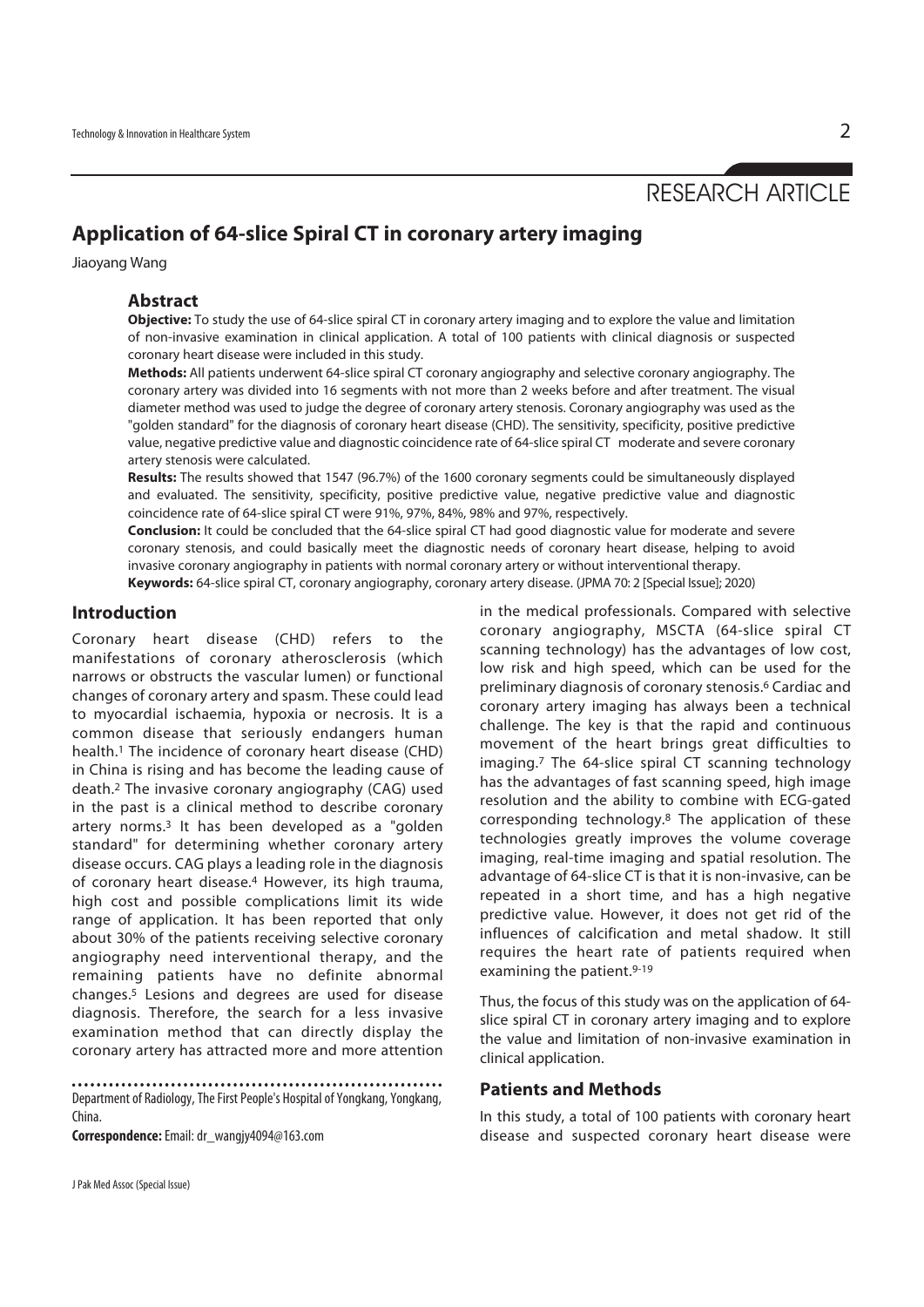RESEARCH ARTICLE

# Application of 64-slice Spiral CT in coronary artery imaging

Jiaoyang Wang

## Abstract

**Objective:** To study the use of 64-slice spiral CT in coronary artery imaging and to explore the value and limitation of non-invasive examination in clinical application. A total of 100 patients with clinical diagnosis or suspected coronary heart disease were included in this study.

**Methods:** All patients underwent 64-slice spiral CT coronary angiography and selective coronary angiography. The coronary artery was divided into 16 segments with not more than 2 weeks before and after treatment. The visual diameter method was used to judge the degree of coronary artery stenosis. Coronary angiography was used as the "golden standard" for the diagnosis of coronary heart disease (CHD). The sensitivity, specificity, positive predictive value, negative predictive value and diagnostic coincidence rate of 64-slice spiral CT moderate and severe coronary artery stenosis were calculated.

**Results:** The results showed that 1547 (96.7%) of the 1600 coronary segments could be simultaneously displayed and evaluated. The sensitivity, specificity, positive predictive value, negative predictive value and diagnostic coincidence rate of 64-slice spiral CT were 91%, 97%, 84%, 98% and 97%, respectively.

**Conclusion:** It could be concluded that the 64-slice spiral CT had good diagnostic value for moderate and severe coronary stenosis, and could basically meet the diagnostic needs of coronary heart disease, helping to avoid invasive coronary angiography in patients with normal coronary artery or without interventional therapy.

**Keywords:** 64-slice spiral CT, coronary angiography, coronary artery disease. (JPMA 70: 2 [Special Issue]; 2020)

## Introduction

Coronary heart disease (CHD) refers to the manifestations of coronary atherosclerosis (which narrows or obstructs the vascular lumen) or functional changes of coronary artery and spasm. These could lead to myocardial ischaemia, hypoxia or necrosis. It is a common disease that seriously endangers human health.[1] The incidence of coronary heart disease (CHD) in China is rising and has become the leading cause of death.[2] The invasive coronary angiography (CAG) used in the past is a clinical method to describe coronary artery norms.[3] It has been developed as a "golden standard" for determining whether coronary artery disease occurs. CAG plays a leading role in the diagnosis of coronary heart disease.[4] However, its high trauma, high cost and possible complications limit its wide range of application. It has been reported that only about 30% of the patients receiving selective coronary angiography need interventional therapy, and the remaining patients have no definite abnormal changes.[5] Lesions and degrees are used for disease diagnosis. Therefore, the search for a less invasive examination method that can directly display the coronary artery has attracted more and more attention in the medical professionals. Compared with selective coronary angiography, MSCTA (64-slice spiral CT scanning technology) has the advantages of low cost, low risk and high speed, which can be used for the preliminary diagnosis of coronary stenosis.[6] Cardiac and coronary artery imaging has always been a technical challenge. The key is that the rapid and continuous movement of the heart brings great difficulties to imaging.[7] The 64-slice spiral CT scanning technology has the advantages of fast scanning speed, high image resolution and the ability to combine with ECG-gated corresponding technology.[8] The application of these technologies greatly improves the volume coverage imaging, real-time imaging and spatial resolution. The advantage of 64-slice CT is that it is non-invasive, can be repeated in a short time, and has a high negative predictive value. However, it does not get rid of the influences of calcification and metal shadow. It still requires the heart rate of patients required when examining the patient.[9-19]

Thus, the focus of this study was on the application of 64-slice spiral CT in coronary artery imaging and to explore the value and limitation of non-invasive examination in clinical application.

## Patients and Methods

In this study, a total of 100 patients with coronary heart disease and suspected coronary heart disease were

Department of Radiology, The First People's Hospital of Yongkang, Yongkang, China.

**Correspondence:** Email: dr_wangjy4094@163.com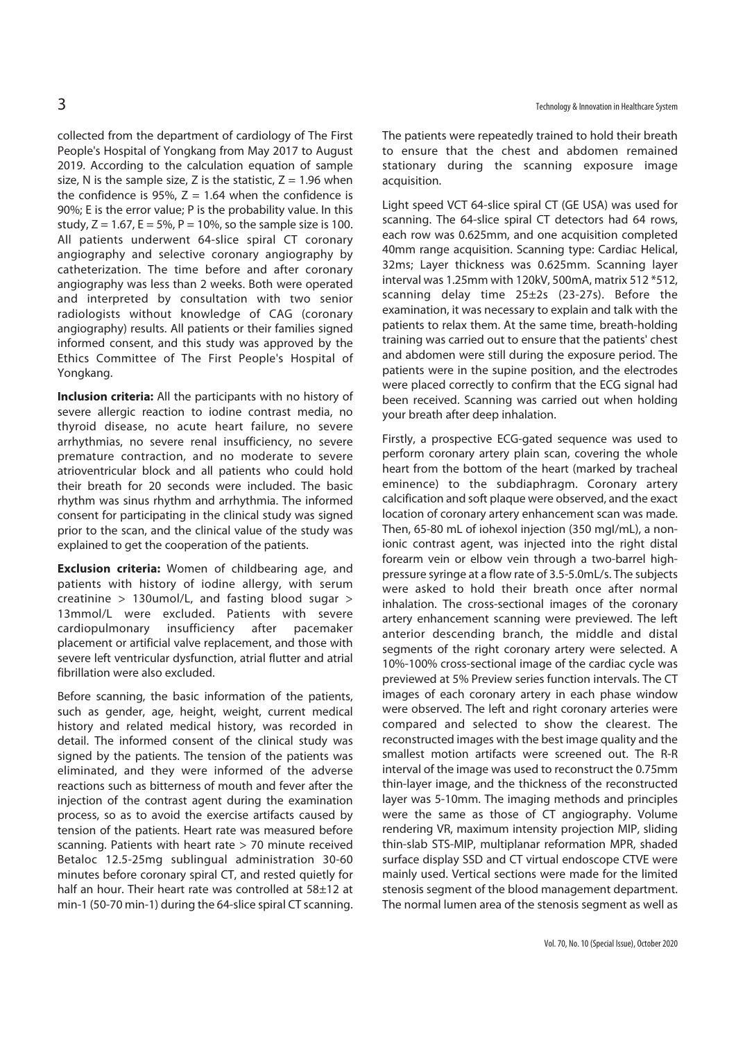collected from the department of cardiology of The First People's Hospital of Yongkang from May 2017 to August 2019. According to the calculation equation of sample size, N is the sample size, Z is the statistic, Z = 1.96 when the confidence is 95%, Z = 1.64 when the confidence is 90%; E is the error value; P is the probability value. In this study, Z = 1.67, E = 5%, P = 10%, so the sample size is 100. All patients underwent 64-slice spiral CT coronary angiography and selective coronary angiography by catheterization. The time before and after coronary angiography was less than 2 weeks. Both were operated and interpreted by consultation with two senior radiologists without knowledge of CAG (coronary angiography) results. All patients or their families signed informed consent, and this study was approved by the Ethics Committee of The First People's Hospital of Yongkang.

**Inclusion criteria:** All the participants with no history of severe allergic reaction to iodine contrast media, no thyroid disease, no acute heart failure, no severe arrhythmias, no severe renal insufficiency, no severe premature contraction, and no moderate to severe atrioventricular block and all patients who could hold their breath for 20 seconds were included. The basic rhythm was sinus rhythm and arrhythmia. The informed consent for participating in the clinical study was signed prior to the scan, and the clinical value of the study was explained to get the cooperation of the patients.

**Exclusion criteria:** Women of childbearing age, and patients with history of iodine allergy, with serum creatinine > 130umol/L, and fasting blood sugar > 13mmol/L were excluded. Patients with severe cardiopulmonary insufficiency after pacemaker placement or artificial valve replacement, and those with severe left ventricular dysfunction, atrial flutter and atrial fibrillation were also excluded.

Before scanning, the basic information of the patients, such as gender, age, height, weight, current medical history and related medical history, was recorded in detail. The informed consent of the clinical study was signed by the patients. The tension of the patients was eliminated, and they were informed of the adverse reactions such as bitterness of mouth and fever after the injection of the contrast agent during the examination process, so as to avoid the exercise artifacts caused by tension of the patients. Heart rate was measured before scanning. Patients with heart rate > 70 minute received Betaloc 12.5-25mg sublingual administration 30-60 minutes before coronary spiral CT, and rested quietly for half an hour. Their heart rate was controlled at 58±12 at min-1 (50-70 min-1) during the 64-slice spiral CT scanning. The patients were repeatedly trained to hold their breath to ensure that the chest and abdomen remained stationary during the scanning exposure image acquisition.

Light speed VCT 64-slice spiral CT (GE USA) was used for scanning. The 64-slice spiral CT detectors had 64 rows, each row was 0.625mm, and one acquisition completed 40mm range acquisition. Scanning type: Cardiac Helical, 32ms; Layer thickness was 0.625mm. Scanning layer interval was 1.25mm with 120kV, 500mA, matrix 512 *512, scanning delay time 25±2s (23-27s). Before the examination, it was necessary to explain and talk with the patients to relax them. At the same time, breath-holding training was carried out to ensure that the patients' chest and abdomen were still during the exposure period. The patients were in the supine position, and the electrodes were placed correctly to confirm that the ECG signal had been received. Scanning was carried out when holding your breath after deep inhalation.

Firstly, a prospective ECG-gated sequence was used to perform coronary artery plain scan, covering the whole heart from the bottom of the heart (marked by tracheal eminence) to the subdiaphragm. Coronary artery calcification and soft plaque were observed, and the exact location of coronary artery enhancement scan was made. Then, 65-80 mL of iohexol injection (350 mgI/mL), a non-ionic contrast agent, was injected into the right distal forearm vein or elbow vein through a two-barrel high-pressure syringe at a flow rate of 3.5-5.0mL/s. The subjects were asked to hold their breath once after normal inhalation. The cross-sectional images of the coronary artery enhancement scanning were previewed. The left anterior descending branch, the middle and distal segments of the right coronary artery were selected. A 10%-100% cross-sectional image of the cardiac cycle was previewed at 5% Preview series function intervals. The CT images of each coronary artery in each phase window were observed. The left and right coronary arteries were compared and selected to show the clearest. The reconstructed images with the best image quality and the smallest motion artifacts were screened out. The R-R interval of the image was used to reconstruct the 0.75mm thin-layer image, and the thickness of the reconstructed layer was 5-10mm. The imaging methods and principles were the same as those of CT angiography. Volume rendering VR, maximum intensity projection MIP, sliding thin-slab STS-MIP, multiplanar reformation MPR, shaded surface display SSD and CT virtual endoscope CTVE were mainly used. Vertical sections were made for the limited stenosis segment of the blood management department. The normal lumen area of the stenosis segment as well as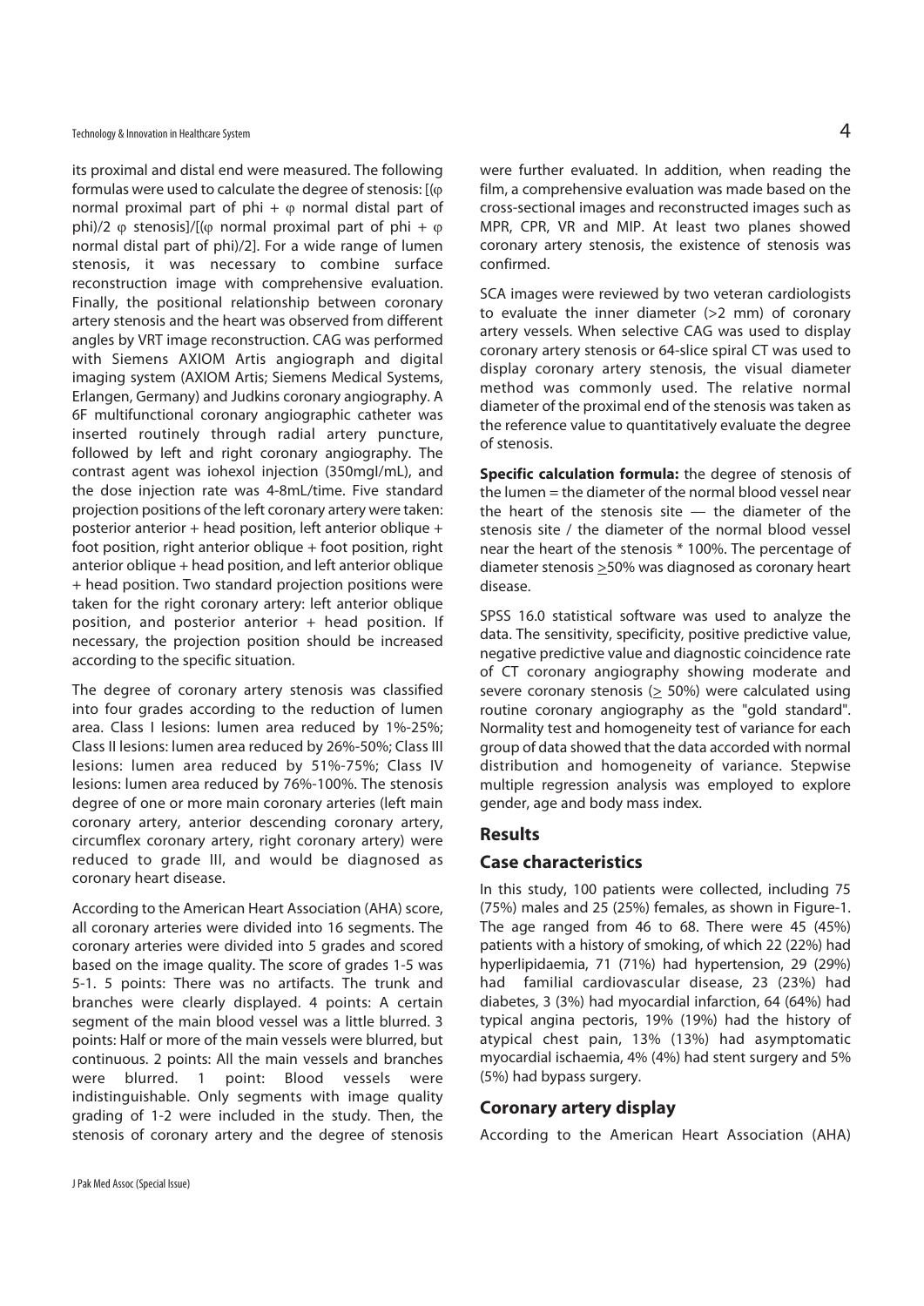its proximal and distal end were measured. The following formulas were used to calculate the degree of stenosis: [(φ normal proximal part of phi + φ normal distal part of phi)/2 φ stenosis]/[(φ normal proximal part of phi + φ normal distal part of phi)/2]. For a wide range of lumen stenosis, it was necessary to combine surface reconstruction image with comprehensive evaluation. Finally, the positional relationship between coronary artery stenosis and the heart was observed from different angles by VRT image reconstruction. CAG was performed with Siemens AXIOM Artis angiograph and digital imaging system (AXIOM Artis; Siemens Medical Systems, Erlangen, Germany) and Judkins coronary angiography. A 6F multifunctional coronary angiographic catheter was inserted routinely through radial artery puncture, followed by left and right coronary angiography. The contrast agent was iohexol injection (350mgI/mL), and the dose injection rate was 4-8mL/time. Five standard projection positions of the left coronary artery were taken: posterior anterior + head position, left anterior oblique + foot position, right anterior oblique + foot position, right anterior oblique + head position, and left anterior oblique + head position. Two standard projection positions were taken for the right coronary artery: left anterior oblique position, and posterior anterior + head position. If necessary, the projection position should be increased according to the specific situation.

The degree of coronary artery stenosis was classified into four grades according to the reduction of lumen area. Class I lesions: lumen area reduced by 1%-25%; Class II lesions: lumen area reduced by 26%-50%; Class III lesions: lumen area reduced by 51%-75%; Class IV lesions: lumen area reduced by 76%-100%. The stenosis degree of one or more main coronary arteries (left main coronary artery, anterior descending coronary artery, circumflex coronary artery, right coronary artery) were reduced to grade III, and would be diagnosed as coronary heart disease.

According to the American Heart Association (AHA) score, all coronary arteries were divided into 16 segments. The coronary arteries were divided into 5 grades and scored based on the image quality. The score of grades 1-5 was 5-1. 5 points: There was no artifacts. The trunk and branches were clearly displayed. 4 points: A certain segment of the main blood vessel was a little blurred. 3 points: Half or more of the main vessels were blurred, but continuous. 2 points: All the main vessels and branches were blurred. 1 point: Blood vessels were indistinguishable. Only segments with image quality grading of 1-2 were included in the study. Then, the stenosis of coronary artery and the degree of stenosis were further evaluated. In addition, when reading the film, a comprehensive evaluation was made based on the cross-sectional images and reconstructed images such as MPR, CPR, VR and MIP. At least two planes showed coronary artery stenosis, the existence of stenosis was confirmed.

SCA images were reviewed by two veteran cardiologists to evaluate the inner diameter (>2 mm) of coronary artery vessels. When selective CAG was used to display coronary artery stenosis or 64-slice spiral CT was used to display coronary artery stenosis, the visual diameter method was commonly used. The relative normal diameter of the proximal end of the stenosis was taken as the reference value to quantitatively evaluate the degree of stenosis.

**Specific calculation formula:** the degree of stenosis of the lumen = the diameter of the normal blood vessel near the heart of the stenosis site — the diameter of the stenosis site / the diameter of the normal blood vessel near the heart of the stenosis * 100%. The percentage of diameter stenosis $\geq$50% was diagnosed as coronary heart disease.

SPSS 16.0 statistical software was used to analyze the data. The sensitivity, specificity, positive predictive value, negative predictive value and diagnostic coincidence rate of CT coronary angiography showing moderate and severe coronary stenosis ($\geq$ 50%) were calculated using routine coronary angiography as the "gold standard". Normality test and homogeneity test of variance for each group of data showed that the data accorded with normal distribution and homogeneity of variance. Stepwise multiple regression analysis was employed to explore gender, age and body mass index.

## Results

### Case characteristics

In this study, 100 patients were collected, including 75 (75%) males and 25 (25%) females, as shown in Figure-1. The age ranged from 46 to 68. There were 45 (45%) patients with a history of smoking, of which 22 (22%) had hyperlipidaemia, 71 (71%) had hypertension, 29 (29%) had familial cardiovascular disease, 23 (23%) had diabetes, 3 (3%) had myocardial infarction, 64 (64%) had typical angina pectoris, 19% (19%) had the history of atypical chest pain, 13% (13%) had asymptomatic myocardial ischaemia, 4% (4%) had stent surgery and 5% (5%) had bypass surgery.

### Coronary artery display

According to the American Heart Association (AHA)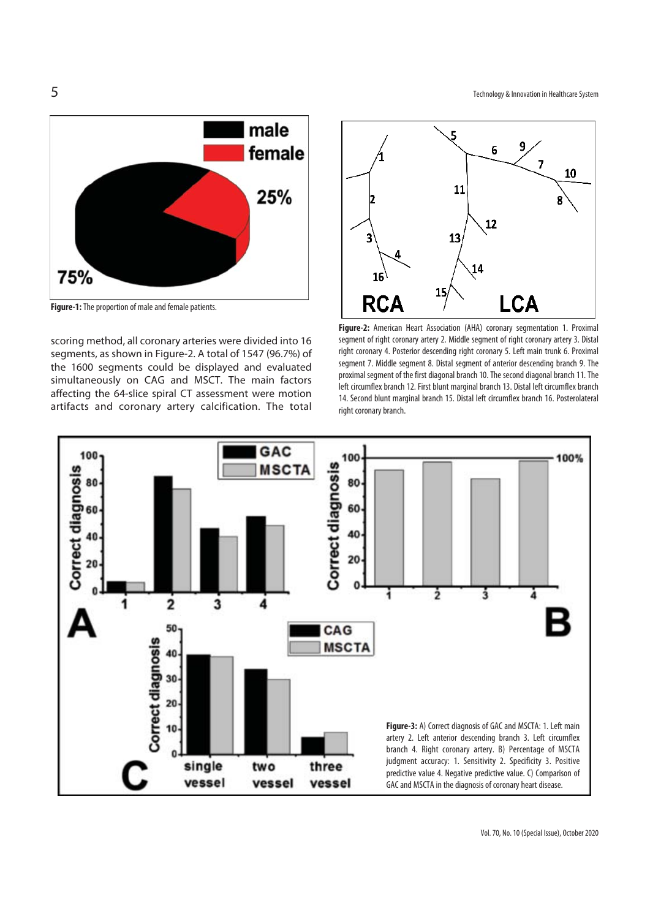**Figure-1:** The proportion of male and female patients.

scoring method, all coronary arteries were divided into 16 segments, as shown in Figure-2. A total of 1547 (96.7%) of the 1600 segments could be displayed and evaluated simultaneously on CAG and MSCT. The main factors affecting the 64-slice spiral CT assessment were motion artifacts and coronary artery calcification. The total

**Figure-2:** American Heart Association (AHA) coronary segmentation 1. Proximal segment of right coronary artery 2. Middle segment of right coronary artery 3. Distal right coronary 4. Posterior descending right coronary 5. Left main trunk 6. Proximal segment 7. Middle segment 8. Distal segment of anterior descending branch 9. The proximal segment of the first diagonal branch 10. The second diagonal branch 11. The left circumflex branch 12. First blunt marginal branch 13. Distal left circumflex branch 14. Second blunt marginal branch 15. Distal left circumflex branch 16. Posterolateral right coronary branch.

**Figure-3:** A) Correct diagnosis of GAC and MSCTA: 1. Left main artery 2. Left anterior descending branch 3. Left circumflex branch 4. Right coronary artery. B) Percentage of MSCTA judgment accuracy: 1. Sensitivity 2. Specificity 3. Positive predictive value 4. Negative predictive value. C) Comparison of GAC and MSCTA in the diagnosis of coronary heart disease.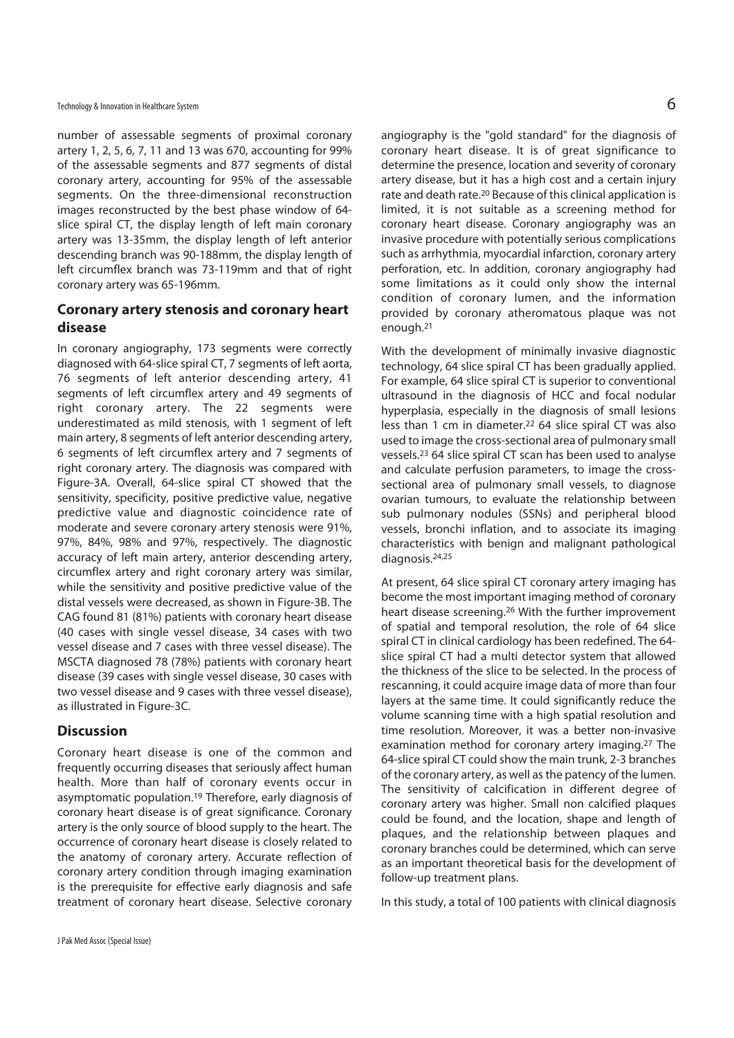number of assessable segments of proximal coronary artery 1, 2, 5, 6, 7, 11 and 13 was 670, accounting for 99% of the assessable segments and 877 segments of distal coronary artery, accounting for 95% of the assessable segments. On the three-dimensional reconstruction images reconstructed by the best phase window of 64-slice spiral CT, the display length of left main coronary artery was 13-35mm, the display length of left anterior descending branch was 90-188mm, the display length of left circumflex branch was 73-119mm and that of right coronary artery was 65-196mm.

## Coronary artery stenosis and coronary heart disease

In coronary angiography, 173 segments were correctly diagnosed with 64-slice spiral CT, 7 segments of left aorta, 76 segments of left anterior descending artery, 41 segments of left circumflex artery and 49 segments of right coronary artery. The 22 segments were underestimated as mild stenosis, with 1 segment of left main artery, 8 segments of left anterior descending artery, 6 segments of left circumflex artery and 7 segments of right coronary artery. The diagnosis was compared with Figure-3A. Overall, 64-slice spiral CT showed that the sensitivity, specificity, positive predictive value, negative predictive value and diagnostic coincidence rate of moderate and severe coronary artery stenosis were 91%, 97%, 84%, 98% and 97%, respectively. The diagnostic accuracy of left main artery, anterior descending artery, circumflex artery and right coronary artery was similar, while the sensitivity and positive predictive value of the distal vessels were decreased, as shown in Figure-3B. The CAG found 81 (81%) patients with coronary heart disease (40 cases with single vessel disease, 34 cases with two vessel disease and 7 cases with three vessel disease). The MSCTA diagnosed 78 (78%) patients with coronary heart disease (39 cases with single vessel disease, 30 cases with two vessel disease and 9 cases with three vessel disease), as illustrated in Figure-3C.

## Discussion

Coronary heart disease is one of the common and frequently occurring diseases that seriously affect human health. More than half of coronary events occur in asymptomatic population.[19] Therefore, early diagnosis of coronary heart disease is of great significance. Coronary artery is the only source of blood supply to the heart. The occurrence of coronary heart disease is closely related to the anatomy of coronary artery. Accurate reflection of coronary artery condition through imaging examination is the prerequisite for effective early diagnosis and safe treatment of coronary heart disease. Selective coronary angiography is the "gold standard" for the diagnosis of coronary heart disease. It is of great significance to determine the presence, location and severity of coronary artery disease, but it has a high cost and a certain injury rate and death rate.[20] Because of this clinical application is limited, it is not suitable as a screening method for coronary heart disease. Coronary angiography was an invasive procedure with potentially serious complications such as arrhythmia, myocardial infarction, coronary artery perforation, etc. In addition, coronary angiography had some limitations as it could only show the internal condition of coronary lumen, and the information provided by coronary atheromatous plaque was not enough.[21]

With the development of minimally invasive diagnostic technology, 64 slice spiral CT has been gradually applied. For example, 64 slice spiral CT is superior to conventional ultrasound in the diagnosis of HCC and focal nodular hyperplasia, especially in the diagnosis of small lesions less than 1 cm in diameter.[22] 64 slice spiral CT was also used to image the cross-sectional area of pulmonary small vessels.[23] 64 slice spiral CT scan has been used to analyse and calculate perfusion parameters, to image the cross-sectional area of pulmonary small vessels, to diagnose ovarian tumours, to evaluate the relationship between sub pulmonary nodules (SSNs) and peripheral blood vessels, bronchi inflation, and to associate its imaging characteristics with benign and malignant pathological diagnosis.[24,25]

At present, 64 slice spiral CT coronary artery imaging has become the most important imaging method of coronary heart disease screening.[26] With the further improvement of spatial and temporal resolution, the role of 64 slice spiral CT in clinical cardiology has been redefined. The 64-slice spiral CT had a multi detector system that allowed the thickness of the slice to be selected. In the process of rescanning, it could acquire image data of more than four layers at the same time. It could significantly reduce the volume scanning time with a high spatial resolution and time resolution. Moreover, it was a better non-invasive examination method for coronary artery imaging.[27] The 64-slice spiral CT could show the main trunk, 2-3 branches of the coronary artery, as well as the patency of the lumen. The sensitivity of calcification in different degree of coronary artery was higher. Small non calcified plaques could be found, and the location, shape and length of plaques, and the relationship between plaques and coronary branches could be determined, which can serve as an important theoretical basis for the development of follow-up treatment plans.

In this study, a total of 100 patients with clinical diagnosis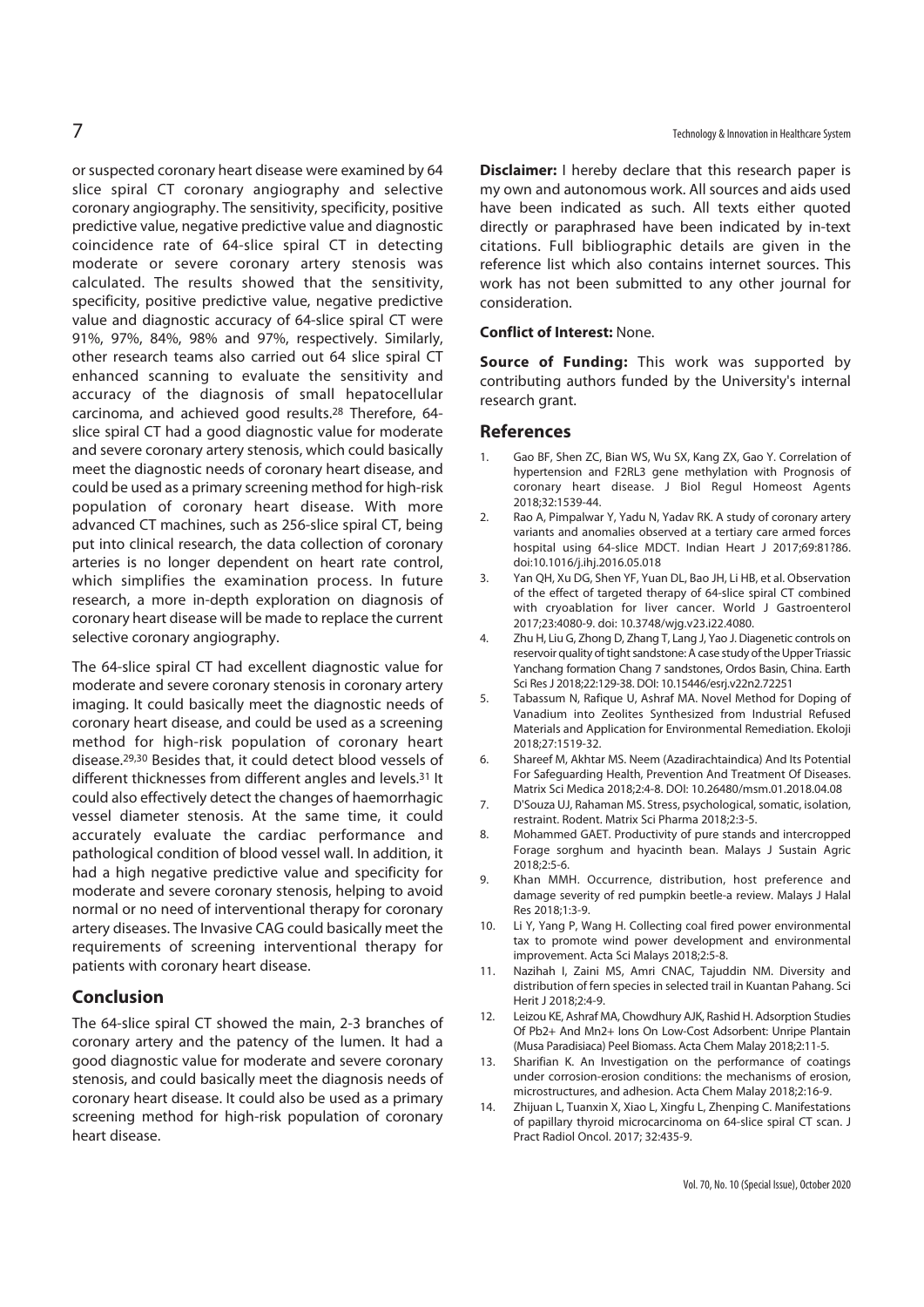or suspected coronary heart disease were examined by 64 slice spiral CT coronary angiography and selective coronary angiography. The sensitivity, specificity, positive predictive value, negative predictive value and diagnostic coincidence rate of 64-slice spiral CT in detecting moderate or severe coronary artery stenosis was calculated. The results showed that the sensitivity, specificity, positive predictive value, negative predictive value and diagnostic accuracy of 64-slice spiral CT were 91%, 97%, 84%, 98% and 97%, respectively. Similarly, other research teams also carried out 64 slice spiral CT enhanced scanning to evaluate the sensitivity and accuracy of the diagnosis of small hepatocellular carcinoma, and achieved good results.[28] Therefore, 64-slice spiral CT had a good diagnostic value for moderate and severe coronary artery stenosis, which could basically meet the diagnostic needs of coronary heart disease, and could be used as a primary screening method for high-risk population of coronary heart disease. With more advanced CT machines, such as 256-slice spiral CT, being put into clinical research, the data collection of coronary arteries is no longer dependent on heart rate control, which simplifies the examination process. In future research, a more in-depth exploration on diagnosis of coronary heart disease will be made to replace the current selective coronary angiography.

The 64-slice spiral CT had excellent diagnostic value for moderate and severe coronary stenosis in coronary artery imaging. It could basically meet the diagnostic needs of coronary heart disease, and could be used as a screening method for high-risk population of coronary heart disease.[29,30] Besides that, it could detect blood vessels of different thicknesses from different angles and levels.[31] It could also effectively detect the changes of haemorrhagic vessel diameter stenosis. At the same time, it could accurately evaluate the cardiac performance and pathological condition of blood vessel wall. In addition, it had a high negative predictive value and specificity for moderate and severe coronary stenosis, helping to avoid normal or no need of interventional therapy for coronary artery diseases. The Invasive CAG could basically meet the requirements of screening interventional therapy for patients with coronary heart disease.

## Conclusion

The 64-slice spiral CT showed the main, 2-3 branches of coronary artery and the patency of the lumen. It had a good diagnostic value for moderate and severe coronary stenosis, and could basically meet the diagnosis needs of coronary heart disease. It could also be used as a primary screening method for high-risk population of coronary heart disease.

**Disclaimer:** I hereby declare that this research paper is my own and autonomous work. All sources and aids used have been indicated as such. All texts either quoted directly or paraphrased have been indicated by in-text citations. Full bibliographic details are given in the reference list which also contains internet sources. This work has not been submitted to any other journal for consideration.

**Conflict of Interest:** None.

**Source of Funding:** This work was supported by contributing authors funded by the University's internal research grant.

## References

1. Gao BF, Shen ZC, Bian WS, Wu SX, Kang ZX, Gao Y. Correlation of hypertension and F2RL3 gene methylation with Prognosis of coronary heart disease. J Biol Regul Homeost Agents 2018;32:1539-44.
2. Rao A, Pimpalwar Y, Yadu N, Yadav RK. A study of coronary artery variants and anomalies observed at a tertiary care armed forces hospital using 64-slice MDCT. Indian Heart J 2017;69:81?86. doi:10.1016/j.ihj.2016.05.018
3. Yan QH, Xu DG, Shen YF, Yuan DL, Bao JH, Li HB, et al. Observation of the effect of targeted therapy of 64-slice spiral CT combined with cryoablation for liver cancer. World J Gastroenterol 2017;23:4080-9. doi: 10.3748/wjg.v23.i22.4080.
4. Zhu H, Liu G, Zhong D, Zhang T, Lang J, Yao J. Diagenetic controls on reservoir quality of tight sandstone: A case study of the Upper Triassic Yanchang formation Chang 7 sandstones, Ordos Basin, China. Earth Sci Res J 2018;22:129-38. DOI: 10.15446/esrj.v22n2.72251
5. Tabassum N, Rafique U, Ashraf MA. Novel Method for Doping of Vanadium into Zeolites Synthesized from Industrial Refused Materials and Application for Environmental Remediation. Ekoloji 2018;27:1519-32.
6. Shareef M, Akhtar MS. Neem (Azadirachtaindica) And Its Potential For Safeguarding Health, Prevention And Treatment Of Diseases. Matrix Sci Medica 2018;2:4-8. DOI: 10.26480/msm.01.2018.04.08
7. D'Souza UJ, Rahaman MS. Stress, psychological, somatic, isolation, restraint. Rodent. Matrix Sci Pharma 2018;2:3-5.
8. Mohammed GAET. Productivity of pure stands and intercropped Forage sorghum and hyacinth bean. Malays J Sustain Agric 2018;2:5-6.
9. Khan MMH. Occurrence, distribution, host preference and damage severity of red pumpkin beetle-a review. Malays J Halal Res 2018;1:3-9.
10. Li Y, Yang P, Wang H. Collecting coal fired power environmental tax to promote wind power development and environmental improvement. Acta Sci Malays 2018;2:5-8.
11. Nazihah I, Zaini MS, Amri CNAC, Tajuddin NM. Diversity and distribution of fern species in selected trail in Kuantan Pahang. Sci Herit J 2018;2:4-9.
12. Leizou KE, Ashraf MA, Chowdhury AJK, Rashid H. Adsorption Studies Of Pb2+ And Mn2+ Ions On Low-Cost Adsorbent: Unripe Plantain (Musa Paradisiaca) Peel Biomass. Acta Chem Malay 2018;2:11-5.
13. Sharifian K. An Investigation on the performance of coatings under corrosion-erosion conditions: the mechanisms of erosion, microstructures, and adhesion. Acta Chem Malay 2018;2:16-9.
14. Zhijuan L, Tuanxin X, Xiao L, Xingfu L, Zhenping C. Manifestations of papillary thyroid microcarcinoma on 64-slice spiral CT scan. J Pract Radiol Oncol. 2017; 32:435-9.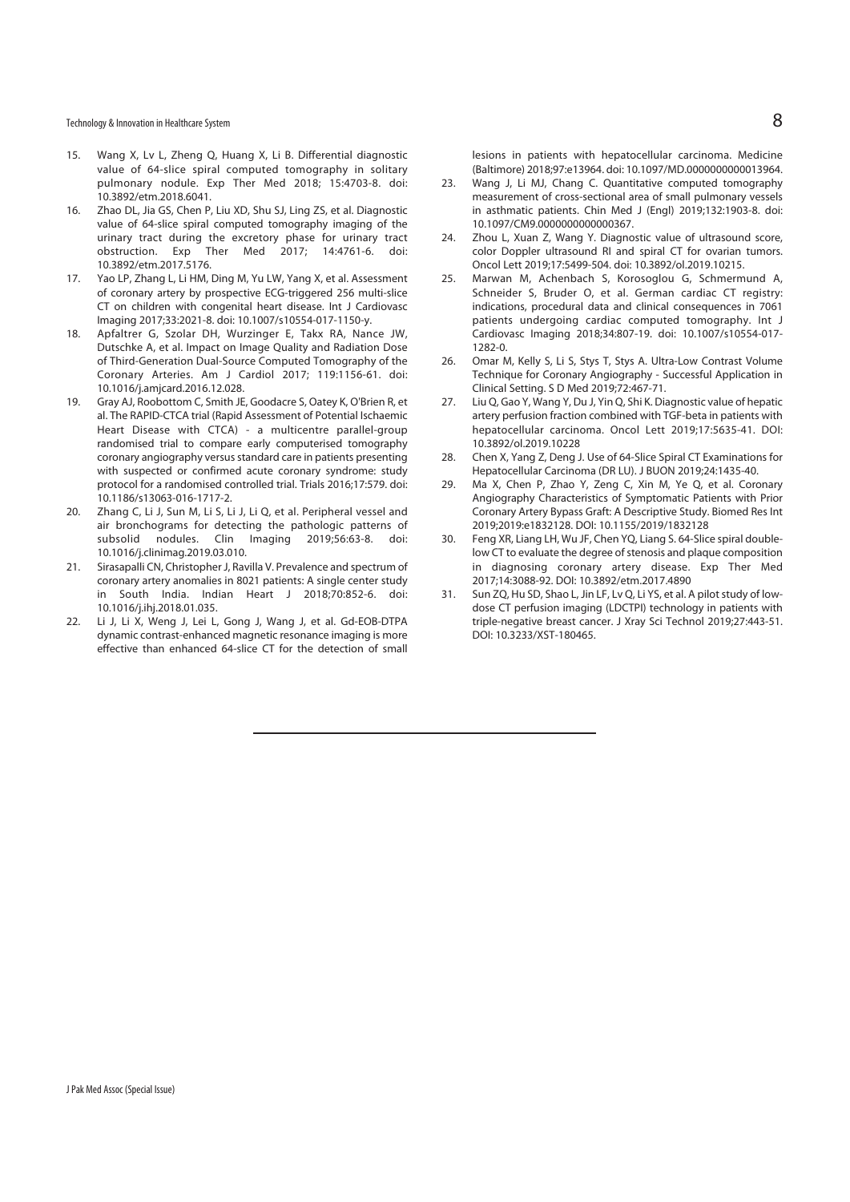15. Wang X, Lv L, Zheng Q, Huang X, Li B. Differential diagnostic value of 64-slice spiral computed tomography in solitary pulmonary nodule. Exp Ther Med 2018; 15:4703-8. doi: 10.3892/etm.2018.6041.
16. Zhao DL, Jia GS, Chen P, Liu XD, Shu SJ, Ling ZS, et al. Diagnostic value of 64-slice spiral computed tomography imaging of the urinary tract during the excretory phase for urinary tract obstruction. Exp Ther Med 2017; 14:4761-6. doi: 10.3892/etm.2017.5176.
17. Yao LP, Zhang L, Li HM, Ding M, Yu LW, Yang X, et al. Assessment of coronary artery by prospective ECG-triggered 256 multi-slice CT on children with congenital heart disease. Int J Cardiovasc Imaging 2017;33:2021-8. doi: 10.1007/s10554-017-1150-y.
18. Apfaltrer G, Szolar DH, Wurzinger E, Takx RA, Nance JW, Dutschke A, et al. Impact on Image Quality and Radiation Dose of Third-Generation Dual-Source Computed Tomography of the Coronary Arteries. Am J Cardiol 2017; 119:1156-61. doi: 10.1016/j.amjcard.2016.12.028.
19. Gray AJ, Roobottom C, Smith JE, Goodacre S, Oatey K, O'Brien R, et al. The RAPID-CTCA trial (Rapid Assessment of Potential Ischaemic Heart Disease with CTCA) - a multicentre parallel-group randomised trial to compare early computerised tomography coronary angiography versus standard care in patients presenting with suspected or confirmed acute coronary syndrome: study protocol for a randomised controlled trial. Trials 2016;17:579. doi: 10.1186/s13063-016-1717-2.
20. Zhang C, Li J, Sun M, Li S, Li J, Li Q, et al. Peripheral vessel and air bronchograms for detecting the pathologic patterns of subsolid nodules. Clin Imaging 2019;56:63-8. doi: 10.1016/j.clinimag.2019.03.010.
21. Sirasapalli CN, Christopher J, Ravilla V. Prevalence and spectrum of coronary artery anomalies in 8021 patients: A single center study in South India. Indian Heart J 2018;70:852-6. doi: 10.1016/j.ihj.2018.01.035.
22. Li J, Li X, Weng J, Lei L, Gong J, Wang J, et al. Gd-EOB-DTPA dynamic contrast-enhanced magnetic resonance imaging is more effective than enhanced 64-slice CT for the detection of small lesions in patients with hepatocellular carcinoma. Medicine (Baltimore) 2018;97:e13964. doi: 10.1097/MD.0000000000013964.
23. Wang J, Li MJ, Chang C. Quantitative computed tomography measurement of cross-sectional area of small pulmonary vessels in asthmatic patients. Chin Med J (Engl) 2019;132:1903-8. doi: 10.1097/CM9.0000000000000367.
24. Zhou L, Xuan Z, Wang Y. Diagnostic value of ultrasound score, color Doppler ultrasound RI and spiral CT for ovarian tumors. Oncol Lett 2019;17:5499-504. doi: 10.3892/ol.2019.10215.
25. Marwan M, Achenbach S, Korosoglou G, Schmermund A, Schneider S, Bruder O, et al. German cardiac CT registry: indications, procedural data and clinical consequences in 7061 patients undergoing cardiac computed tomography. Int J Cardiovasc Imaging 2018;34:807-19. doi: 10.1007/s10554-017-1282-0.
26. Omar M, Kelly S, Li S, Stys T, Stys A. Ultra-Low Contrast Volume Technique for Coronary Angiography - Successful Application in Clinical Setting. S D Med 2019;72:467-71.
27. Liu Q, Gao Y, Wang Y, Du J, Yin Q, Shi K. Diagnostic value of hepatic artery perfusion fraction combined with TGF-beta in patients with hepatocellular carcinoma. Oncol Lett 2019;17:5635-41. DOI: 10.3892/ol.2019.10228
28. Chen X, Yang Z, Deng J. Use of 64-Slice Spiral CT Examinations for Hepatocellular Carcinoma (DR LU). J BUON 2019;24:1435-40.
29. Ma X, Chen P, Zhao Y, Zeng C, Xin M, Ye Q, et al. Coronary Angiography Characteristics of Symptomatic Patients with Prior Coronary Artery Bypass Graft: A Descriptive Study. Biomed Res Int 2019;2019:e1832128. DOI: 10.1155/2019/1832128
30. Feng XR, Liang LH, Wu JF, Chen YQ, Liang S. 64-Slice spiral double-low CT to evaluate the degree of stenosis and plaque composition in diagnosing coronary artery disease. Exp Ther Med 2017;14:3088-92. DOI: 10.3892/etm.2017.4890
31. Sun ZQ, Hu SD, Shao L, Jin LF, Lv Q, Li YS, et al. A pilot study of low-dose CT perfusion imaging (LDCTPI) technology in patients with triple-negative breast cancer. J Xray Sci Technol 2019;27:443-51. DOI: 10.3233/XST-180465.